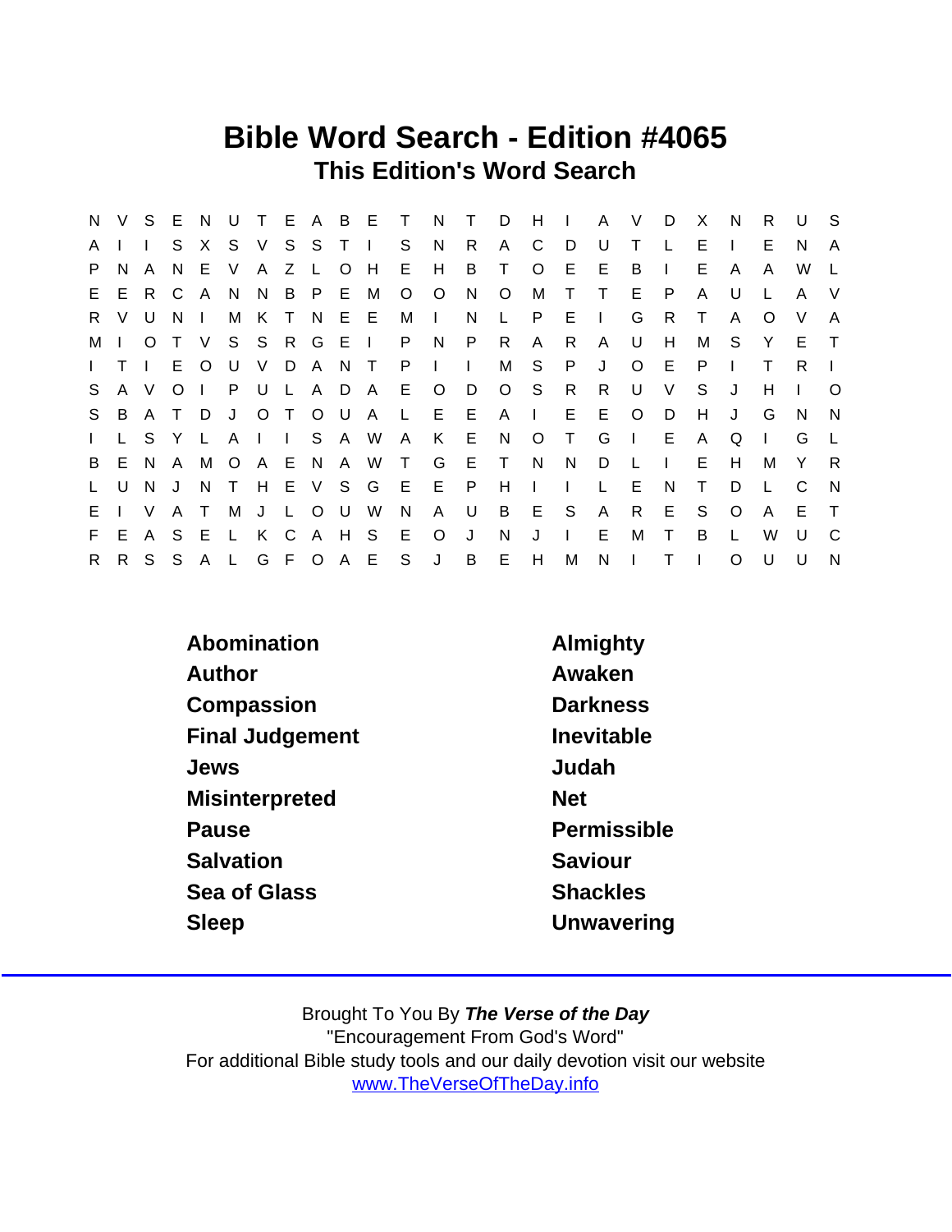# Bible Word Search - Edition #4065

## This Edition's Word Search

```
N V S E N U T E A B E T N T D H I A V D X N R U S
A I I S X S V S S T I S N R A C D U T L E I E N A
P N A N E V A Z L O H E H B T O E E B I E A A W L
E E R C A N N B P E M O O N O M T T E P A U L A V
R V U N I M K T N E E M I N L P E I G R T A O V A
M I O T V S S R G E I P N P R A R A U H M S Y E T
I T I E O U V D A N T P I I M S P J O E P I T R I
S A V O I P U L A D A E O D O S R R U V S J H I O
S B A T D J O T O U A L E E A I E E O D H J G N N
I L S Y L A I I S A W A K E N O T G I E A Q I G L
B E N A M O A E N A W T G E T N N D L I E H M Y R
L U N J N T H E V S G E E P H I I L E N T D L C N
E I V A T M J L O U W N A U B E S A R E S O A E T
F E A S E L K C A H S E O J N J I E M T B L W U C
R R S S A L G F O A E S J B E H M N I T I O U U N
```

| | |
|---|---|
| Abomination | Almighty |
| Author | Awaken |
| Compassion | Darkness |
| Final Judgement | Inevitable |
| Jews | Judah |
| Misinterpreted | Net |
| Pause | Permissible |
| Salvation | Saviour |
| Sea of Glass | Shackles |
| Sleep | Unwavering |

Brought To You By ***The Verse of the Day***
"Encouragement From God's Word"
For additional Bible study tools and our daily devotion visit our website
www.TheVerseOfTheDay.info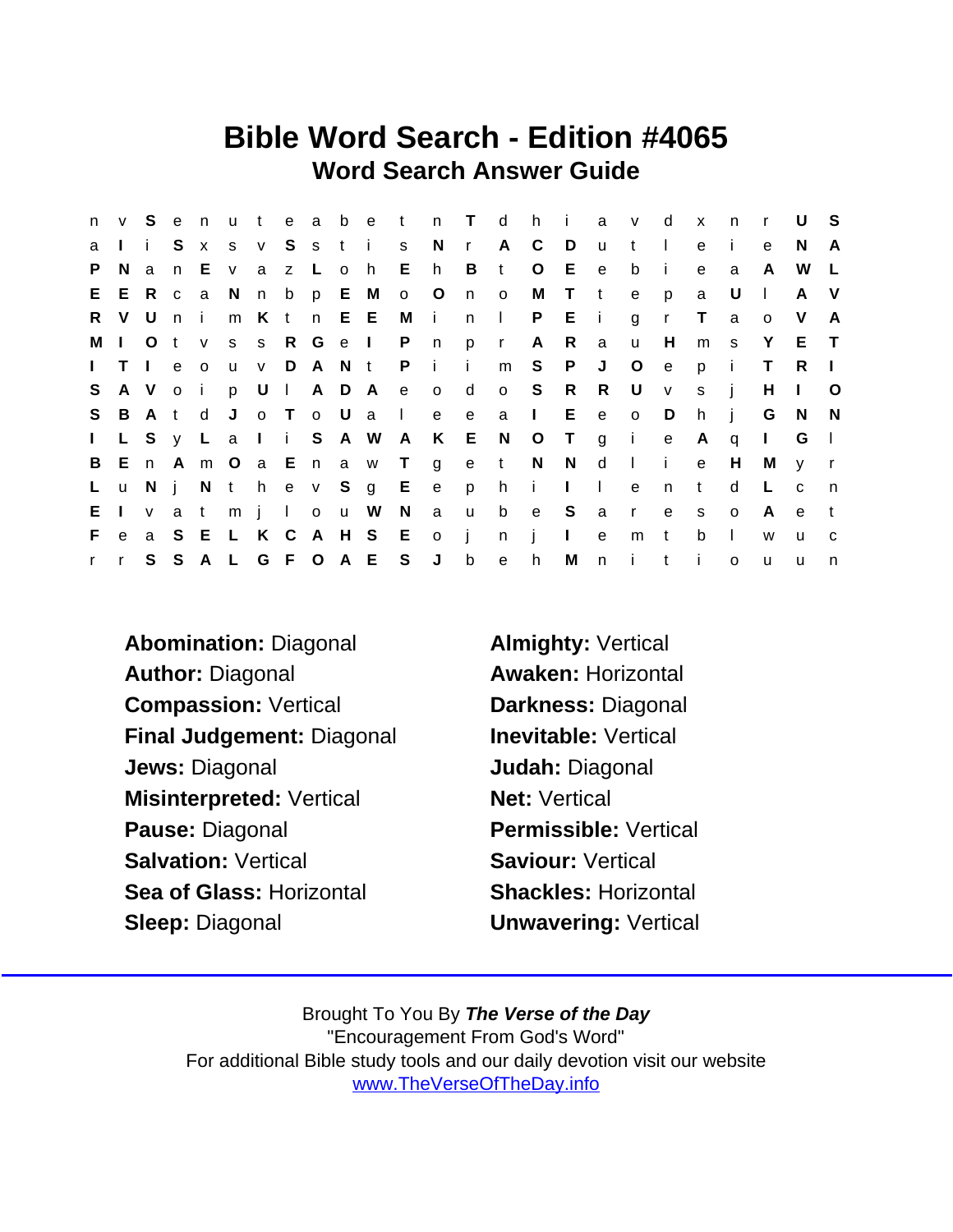# Bible Word Search - Edition #4065

## Word Search Answer Guide

```
n v S e n u t e a b e t n T d h i a v d x n r U S
a I i S x s v S s t i s N r A C D u t l e i e N A
P N a n E v a z L o h E h B t O E e b i e a A W L
E E R c a N n b p E M o O n o M T t e p a U l A V
R V U n i m K t n E E M i n l P E i g r T a o V A
M I O t v s s R G e I P n p r A R a u H m s Y E T
I T I e o u v D A N t P i i m S P J O e p i T R I
S A V o i p U l A D A e o d o S R R U v s j H I O
S B A t d J o T o U a l e e a I E e o D h j G N N
I L S y L a I i S A W A K E N O T g i e A q I G l
B E n A m O a E n a w T g e t N N d l i e H M y r
L u N j N t h e v S g E e p h i I l e n t d L c n
E I v a t m j l o u W N a u b e S a r e s o A e t
F e a S E L K C A H S E o j n j I e m t b l w u c
r r S S A L G F O A E S J b e h M n i t i o u u n
```

**Abomination:** Diagonal
**Almighty:** Vertical
**Author:** Diagonal
**Awaken:** Horizontal
**Compassion:** Vertical
**Darkness:** Diagonal
**Final Judgement:** Diagonal
**Inevitable:** Vertical
**Jews:** Diagonal
**Judah:** Diagonal
**Misinterpreted:** Vertical
**Net:** Vertical
**Pause:** Diagonal
**Permissible:** Vertical
**Salvation:** Vertical
**Saviour:** Vertical
**Sea of Glass:** Horizontal
**Shackles:** Horizontal
**Sleep:** Diagonal
**Unwavering:** Vertical

Brought To You By ***The Verse of the Day***
"Encouragement From God's Word"
For additional Bible study tools and our daily devotion visit our website
www.TheVerseOfTheDay.info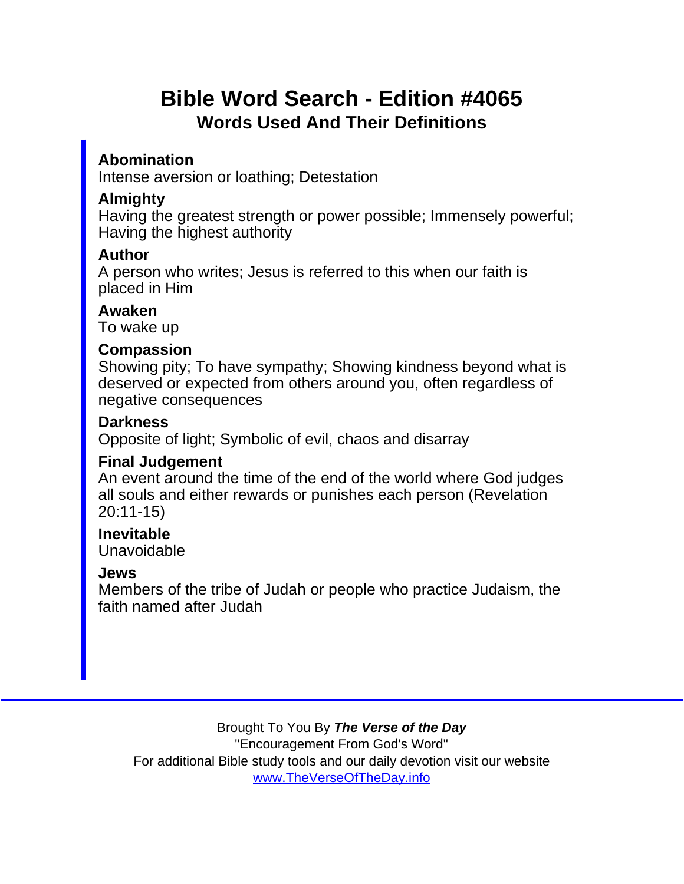# Bible Word Search - Edition #4065

## Words Used And Their Definitions

**Abomination**
Intense aversion or loathing; Detestation

**Almighty**
Having the greatest strength or power possible; Immensely powerful; Having the highest authority

**Author**
A person who writes; Jesus is referred to this when our faith is placed in Him

**Awaken**
To wake up

**Compassion**
Showing pity; To have sympathy; Showing kindness beyond what is deserved or expected from others around you, often regardless of negative consequences

**Darkness**
Opposite of light; Symbolic of evil, chaos and disarray

**Final Judgement**
An event around the time of the end of the world where God judges all souls and either rewards or punishes each person (Revelation 20:11-15)

**Inevitable**
Unavoidable

**Jews**
Members of the tribe of Judah or people who practice Judaism, the faith named after Judah

---

Brought To You By ***The Verse of the Day***
"Encouragement From God's Word"
For additional Bible study tools and our daily devotion visit our website
www.TheVerseOfTheDay.info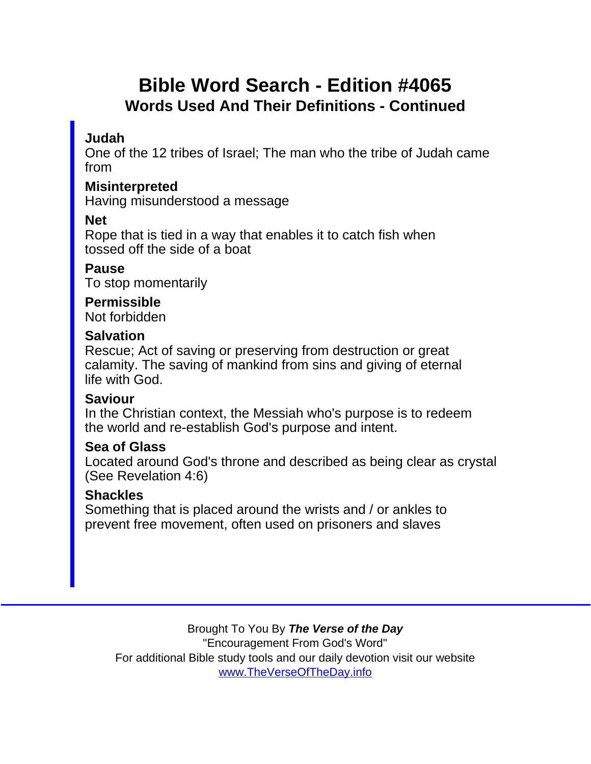# Bible Word Search - Edition #4065

## Words Used And Their Definitions - Continued

**Judah**
One of the 12 tribes of Israel; The man who the tribe of Judah came from

**Misinterpreted**
Having misunderstood a message

**Net**
Rope that is tied in a way that enables it to catch fish when tossed off the side of a boat

**Pause**
To stop momentarily

**Permissible**
Not forbidden

**Salvation**
Rescue; Act of saving or preserving from destruction or great calamity. The saving of mankind from sins and giving of eternal life with God.

**Saviour**
In the Christian context, the Messiah who's purpose is to redeem the world and re-establish God's purpose and intent.

**Sea of Glass**
Located around God's throne and described as being clear as crystal (See Revelation 4:6)

**Shackles**
Something that is placed around the wrists and / or ankles to prevent free movement, often used on prisoners and slaves

---

Brought To You By ***The Verse of the Day***
"Encouragement From God's Word"
For additional Bible study tools and our daily devotion visit our website
[www.TheVerseOfTheDay.info](http://www.TheVerseOfTheDay.info)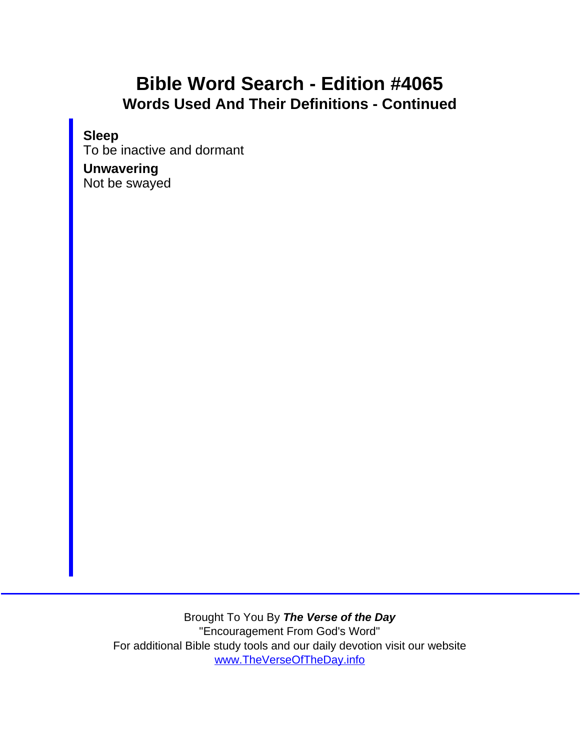# Bible Word Search - Edition #4065

## Words Used And Their Definitions - Continued

**Sleep**
To be inactive and dormant

**Unwavering**
Not be swayed

Brought To You By ***The Verse of the Day***
"Encouragement From God's Word"
For additional Bible study tools and our daily devotion visit our website
www.TheVerseOfTheDay.info